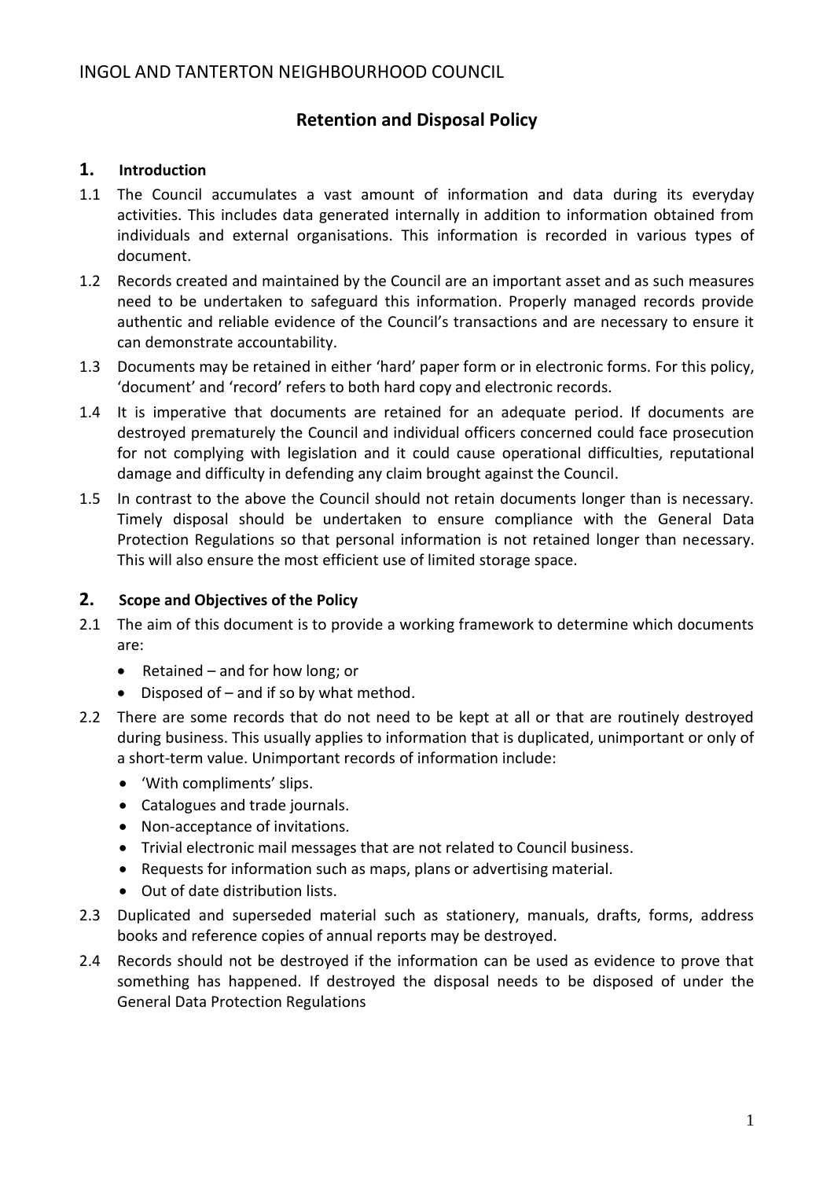INGOL AND TANTERTON NEIGHBOURHOOD COUNCIL

# Retention and Disposal Policy

## 1. Introduction

1.1 The Council accumulates a vast amount of information and data during its everyday activities. This includes data generated internally in addition to information obtained from individuals and external organisations. This information is recorded in various types of document.

1.2 Records created and maintained by the Council are an important asset and as such measures need to be undertaken to safeguard this information. Properly managed records provide authentic and reliable evidence of the Council's transactions and are necessary to ensure it can demonstrate accountability.

1.3 Documents may be retained in either 'hard' paper form or in electronic forms. For this policy, 'document' and 'record' refers to both hard copy and electronic records.

1.4 It is imperative that documents are retained for an adequate period. If documents are destroyed prematurely the Council and individual officers concerned could face prosecution for not complying with legislation and it could cause operational difficulties, reputational damage and difficulty in defending any claim brought against the Council.

1.5 In contrast to the above the Council should not retain documents longer than is necessary. Timely disposal should be undertaken to ensure compliance with the General Data Protection Regulations so that personal information is not retained longer than necessary. This will also ensure the most efficient use of limited storage space.

## 2. Scope and Objectives of the Policy

2.1 The aim of this document is to provide a working framework to determine which documents are:

- Retained – and for how long; or
- Disposed of – and if so by what method.

2.2 There are some records that do not need to be kept at all or that are routinely destroyed during business. This usually applies to information that is duplicated, unimportant or only of a short-term value. Unimportant records of information include:

- 'With compliments' slips.
- Catalogues and trade journals.
- Non-acceptance of invitations.
- Trivial electronic mail messages that are not related to Council business.
- Requests for information such as maps, plans or advertising material.
- Out of date distribution lists.

2.3 Duplicated and superseded material such as stationery, manuals, drafts, forms, address books and reference copies of annual reports may be destroyed.

2.4 Records should not be destroyed if the information can be used as evidence to prove that something has happened. If destroyed the disposal needs to be disposed of under the General Data Protection Regulations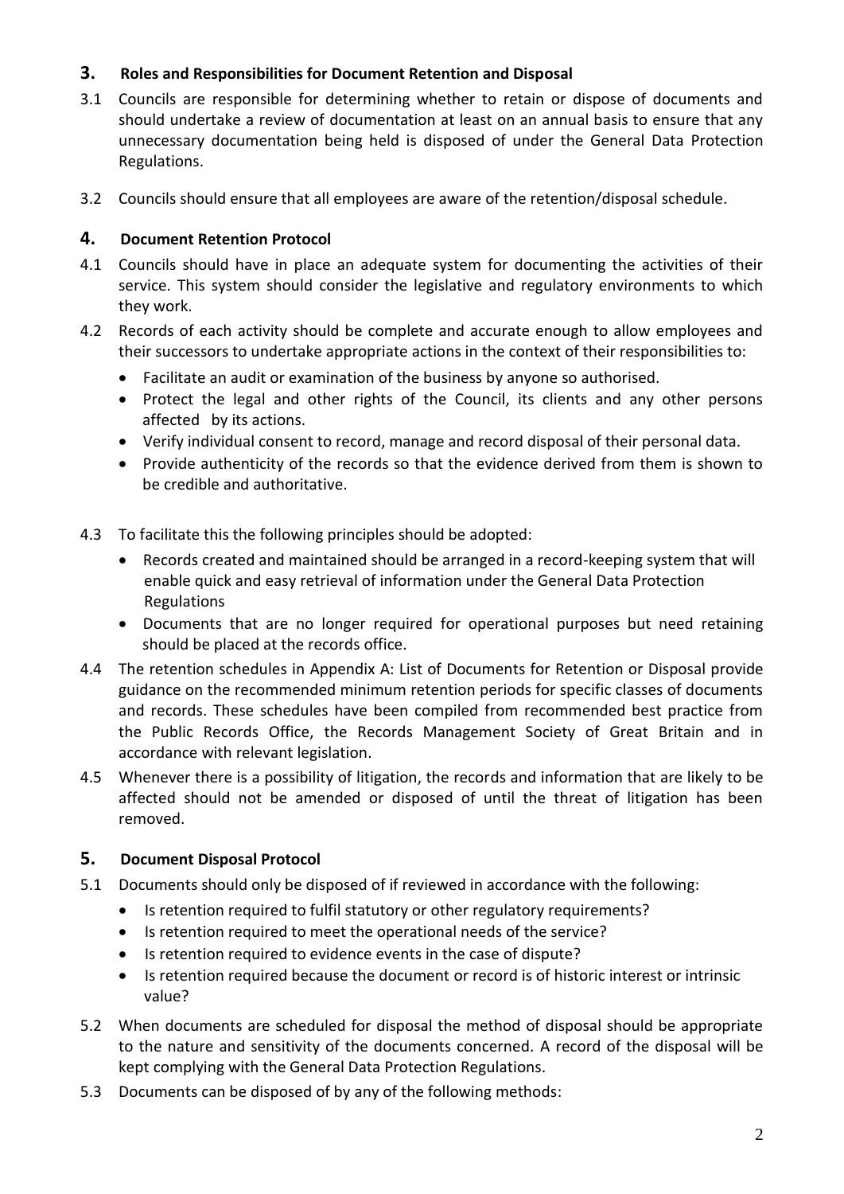## 3. Roles and Responsibilities for Document Retention and Disposal

3.1 Councils are responsible for determining whether to retain or dispose of documents and should undertake a review of documentation at least on an annual basis to ensure that any unnecessary documentation being held is disposed of under the General Data Protection Regulations.

3.2 Councils should ensure that all employees are aware of the retention/disposal schedule.

## 4. Document Retention Protocol

4.1 Councils should have in place an adequate system for documenting the activities of their service. This system should consider the legislative and regulatory environments to which they work.

4.2 Records of each activity should be complete and accurate enough to allow employees and their successors to undertake appropriate actions in the context of their responsibilities to:

- Facilitate an audit or examination of the business by anyone so authorised.
- Protect the legal and other rights of the Council, its clients and any other persons affected by its actions.
- Verify individual consent to record, manage and record disposal of their personal data.
- Provide authenticity of the records so that the evidence derived from them is shown to be credible and authoritative.

4.3 To facilitate this the following principles should be adopted:

- Records created and maintained should be arranged in a record-keeping system that will enable quick and easy retrieval of information under the General Data Protection Regulations
- Documents that are no longer required for operational purposes but need retaining should be placed at the records office.

4.4 The retention schedules in Appendix A: List of Documents for Retention or Disposal provide guidance on the recommended minimum retention periods for specific classes of documents and records. These schedules have been compiled from recommended best practice from the Public Records Office, the Records Management Society of Great Britain and in accordance with relevant legislation.

4.5 Whenever there is a possibility of litigation, the records and information that are likely to be affected should not be amended or disposed of until the threat of litigation has been removed.

## 5. Document Disposal Protocol

5.1 Documents should only be disposed of if reviewed in accordance with the following:

- Is retention required to fulfil statutory or other regulatory requirements?
- Is retention required to meet the operational needs of the service?
- Is retention required to evidence events in the case of dispute?
- Is retention required because the document or record is of historic interest or intrinsic value?

5.2 When documents are scheduled for disposal the method of disposal should be appropriate to the nature and sensitivity of the documents concerned. A record of the disposal will be kept complying with the General Data Protection Regulations.

5.3 Documents can be disposed of by any of the following methods: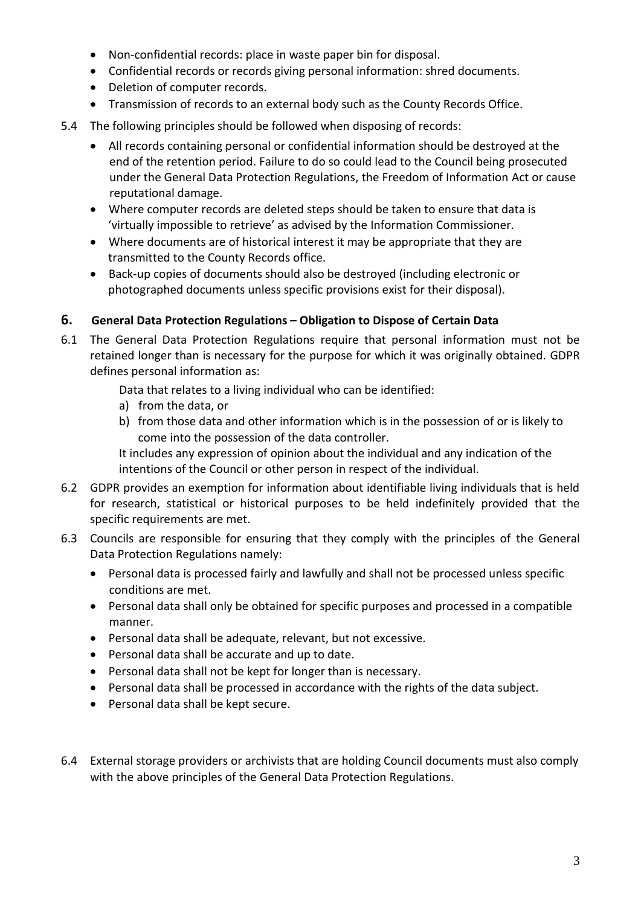- Non-confidential records: place in waste paper bin for disposal.
- Confidential records or records giving personal information: shred documents.
- Deletion of computer records.
- Transmission of records to an external body such as the County Records Office.

5.4 The following principles should be followed when disposing of records:

- All records containing personal or confidential information should be destroyed at the end of the retention period. Failure to do so could lead to the Council being prosecuted under the General Data Protection Regulations, the Freedom of Information Act or cause reputational damage.
- Where computer records are deleted steps should be taken to ensure that data is 'virtually impossible to retrieve' as advised by the Information Commissioner.
- Where documents are of historical interest it may be appropriate that they are transmitted to the County Records office.
- Back-up copies of documents should also be destroyed (including electronic or photographed documents unless specific provisions exist for their disposal).

## 6. General Data Protection Regulations – Obligation to Dispose of Certain Data

6.1 The General Data Protection Regulations require that personal information must not be retained longer than is necessary for the purpose for which it was originally obtained. GDPR defines personal information as:

Data that relates to a living individual who can be identified:

a) from the data, or
b) from those data and other information which is in the possession of or is likely to come into the possession of the data controller.

It includes any expression of opinion about the individual and any indication of the intentions of the Council or other person in respect of the individual.

6.2 GDPR provides an exemption for information about identifiable living individuals that is held for research, statistical or historical purposes to be held indefinitely provided that the specific requirements are met.

6.3 Councils are responsible for ensuring that they comply with the principles of the General Data Protection Regulations namely:

- Personal data is processed fairly and lawfully and shall not be processed unless specific conditions are met.
- Personal data shall only be obtained for specific purposes and processed in a compatible manner.
- Personal data shall be adequate, relevant, but not excessive.
- Personal data shall be accurate and up to date.
- Personal data shall not be kept for longer than is necessary.
- Personal data shall be processed in accordance with the rights of the data subject.
- Personal data shall be kept secure.

6.4 External storage providers or archivists that are holding Council documents must also comply with the above principles of the General Data Protection Regulations.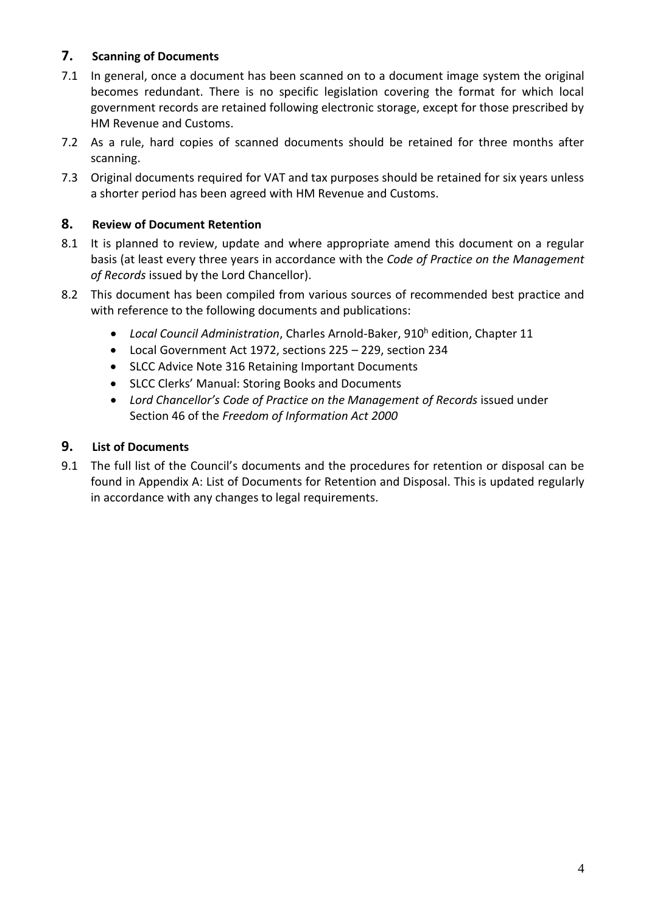## 7. Scanning of Documents

7.1 In general, once a document has been scanned on to a document image system the original becomes redundant. There is no specific legislation covering the format for which local government records are retained following electronic storage, except for those prescribed by HM Revenue and Customs.

7.2 As a rule, hard copies of scanned documents should be retained for three months after scanning.

7.3 Original documents required for VAT and tax purposes should be retained for six years unless a shorter period has been agreed with HM Revenue and Customs.

## 8. Review of Document Retention

8.1 It is planned to review, update and where appropriate amend this document on a regular basis (at least every three years in accordance with the *Code of Practice on the Management of Records* issued by the Lord Chancellor).

8.2 This document has been compiled from various sources of recommended best practice and with reference to the following documents and publications:

- *Local Council Administration*, Charles Arnold-Baker, 910h edition, Chapter 11
- Local Government Act 1972, sections 225 – 229, section 234
- SLCC Advice Note 316 Retaining Important Documents
- SLCC Clerks' Manual: Storing Books and Documents
- *Lord Chancellor's Code of Practice on the Management of Records* issued under Section 46 of the *Freedom of Information Act 2000*

## 9. List of Documents

9.1 The full list of the Council's documents and the procedures for retention or disposal can be found in Appendix A: List of Documents for Retention and Disposal. This is updated regularly in accordance with any changes to legal requirements.